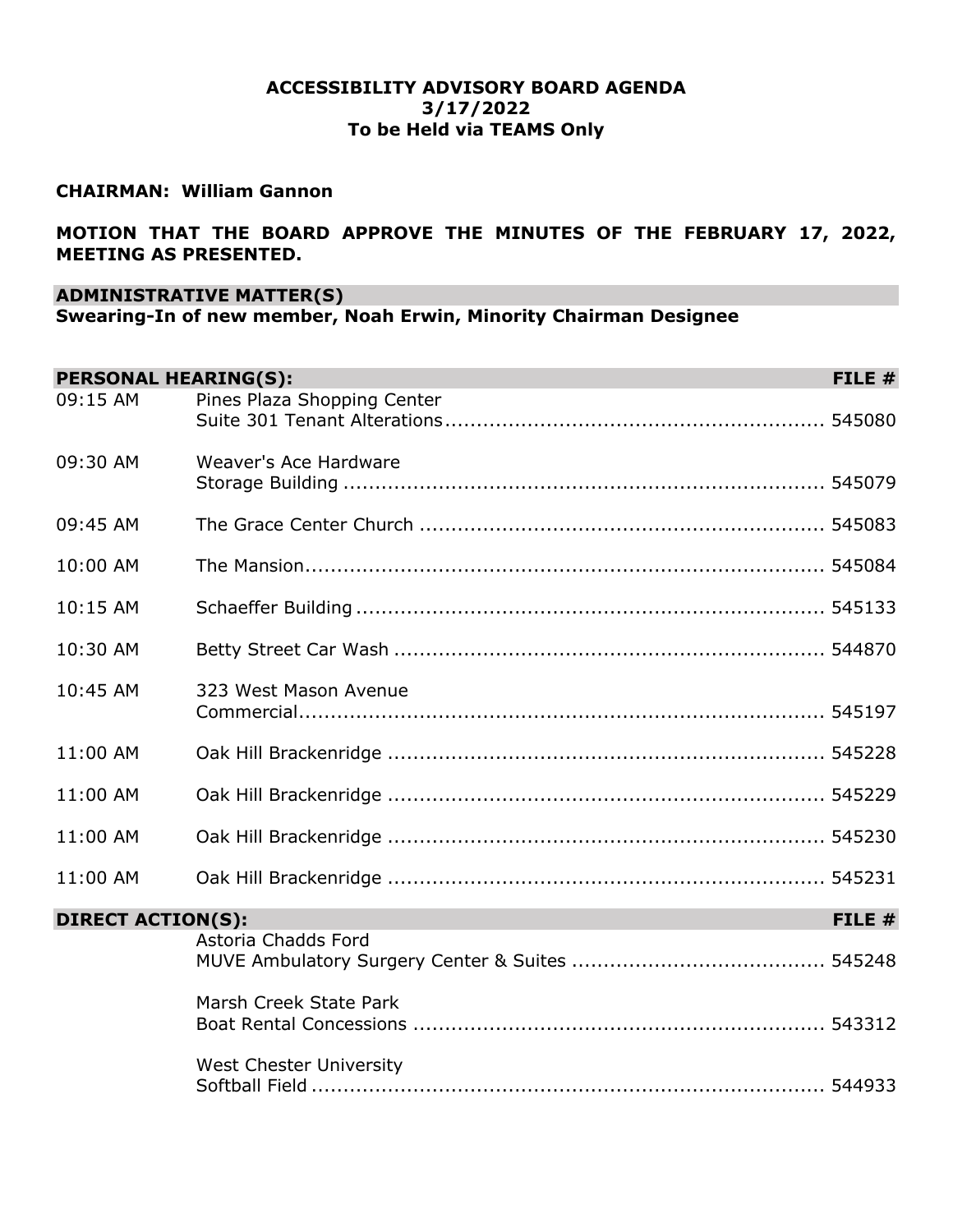**ACCESSIBILITY ADVISORY BOARD AGENDA**
**3/17/2022**
**To be Held via TEAMS Only**

**CHAIRMAN: William Gannon**

**MOTION THAT THE BOARD APPROVE THE MINUTES OF THE FEBRUARY 17, 2022, MEETING AS PRESENTED.**

## ADMINISTRATIVE MATTER(S)

**Swearing-In of new member, Noah Erwin, Minority Chairman Designee**

## PERSONAL HEARING(S):

| | | FILE # |
|---|---|---|
| 09:15 AM | Pines Plaza Shopping Center<br>Suite 301 Tenant Alterations | 545080 |
| 09:30 AM | Weaver's Ace Hardware<br>Storage Building | 545079 |
| 09:45 AM | The Grace Center Church | 545083 |
| 10:00 AM | The Mansion | 545084 |
| 10:15 AM | Schaeffer Building | 545133 |
| 10:30 AM | Betty Street Car Wash | 544870 |
| 10:45 AM | 323 West Mason Avenue<br>Commercial | 545197 |
| 11:00 AM | Oak Hill Brackenridge | 545228 |
| 11:00 AM | Oak Hill Brackenridge | 545229 |
| 11:00 AM | Oak Hill Brackenridge | 545230 |
| 11:00 AM | Oak Hill Brackenridge | 545231 |

## DIRECT ACTION(S):

| | FILE # |
|---|---|
| Astoria Chadds Ford<br>MUVE Ambulatory Surgery Center & Suites | 545248 |
| Marsh Creek State Park<br>Boat Rental Concessions | 543312 |
| West Chester University<br>Softball Field | 544933 |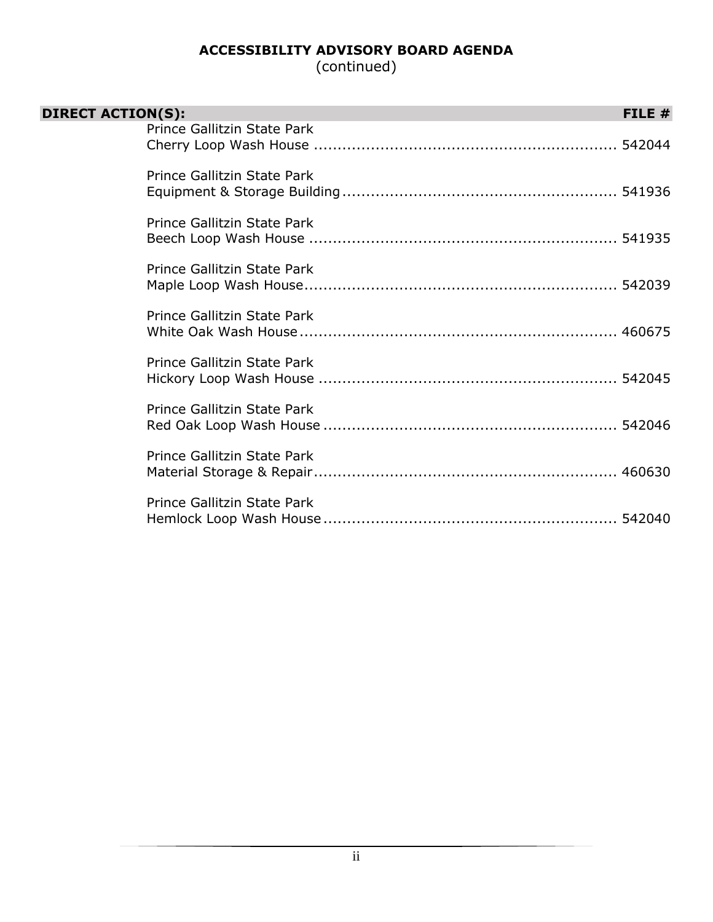**ACCESSIBILITY ADVISORY BOARD AGENDA**
(continued)

| DIRECT ACTION(S): | FILE # |
| --- | --- |
| Prince Gallitzin State Park<br>Cherry Loop Wash House | 542044 |
| Prince Gallitzin State Park<br>Equipment & Storage Building | 541936 |
| Prince Gallitzin State Park<br>Beech Loop Wash House | 541935 |
| Prince Gallitzin State Park<br>Maple Loop Wash House | 542039 |
| Prince Gallitzin State Park<br>White Oak Wash House | 460675 |
| Prince Gallitzin State Park<br>Hickory Loop Wash House | 542045 |
| Prince Gallitzin State Park<br>Red Oak Loop Wash House | 542046 |
| Prince Gallitzin State Park<br>Material Storage & Repair | 460630 |
| Prince Gallitzin State Park<br>Hemlock Loop Wash House | 542040 |